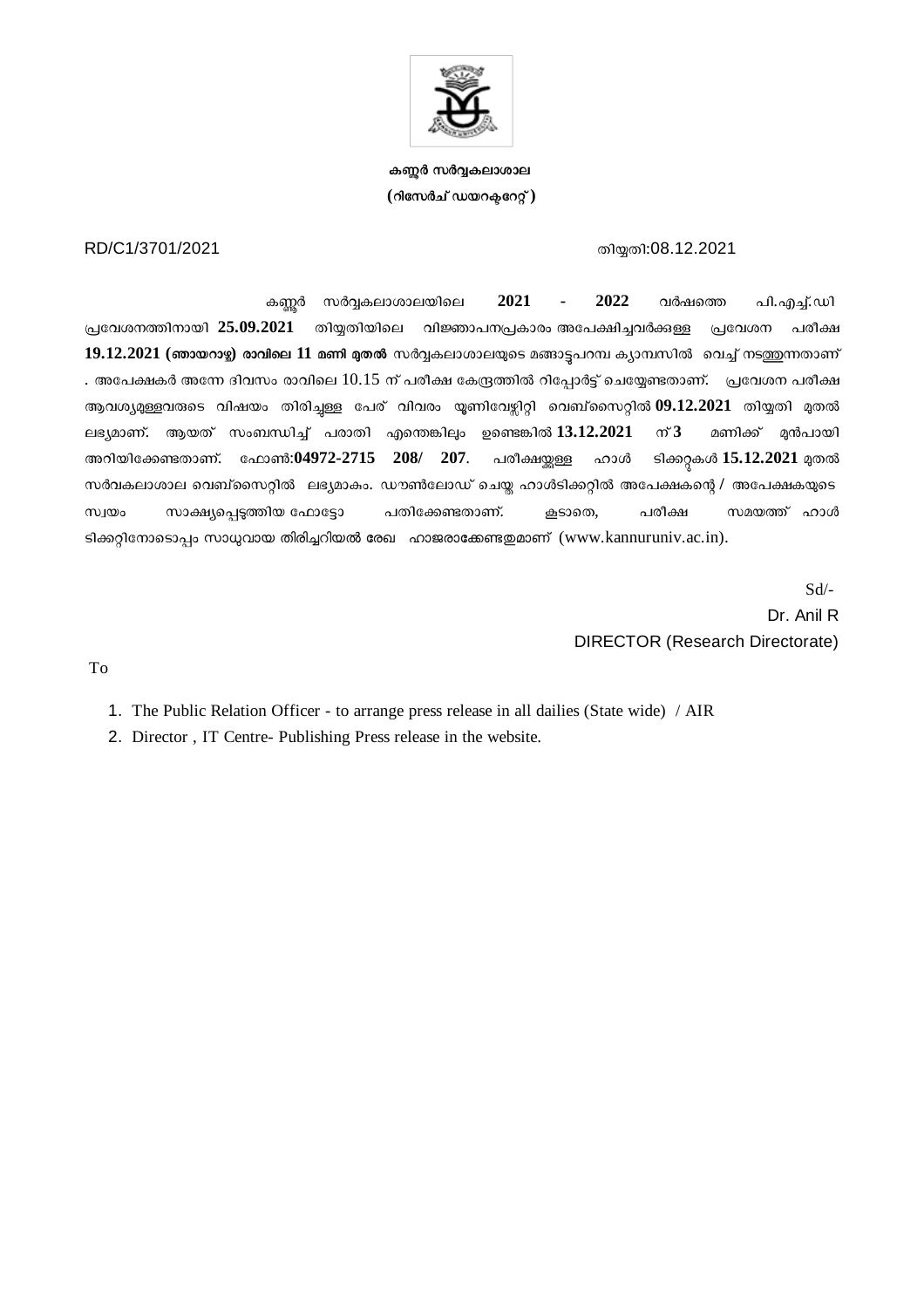**കണ്ണൂർ സർവ്വകലാശാല**

**(റിസേർച് ഡയറക്ടറേറ്റ്)**

RD/C1/3701/2021 തിയ്യതി:08.12.2021

കണ്ണൂർ സർവ്വകലാശാലയിലെ **2021 - 2022** വർഷത്തെ പി.എച്ച്.ഡി പ്രവേശനത്തിനായി **25.09.2021** തിയ്യതിയിലെ വിജ്ഞാപനപ്രകാരം അപേക്ഷിച്ചവർക്കുള്ള പ്രവേശന പരീക്ഷ **19.12.2021 (ഞായറാഴ്ച) രാവിലെ 11 മണി മുതൽ** സർവ്വകലാശാലയുടെ മങ്ങാട്ടുപറമ്പ ക്യാമ്പസിൽ വെച്ച് നടത്തുന്നതാണ് . അപേക്ഷകർ അന്നേ ദിവസം രാവിലെ 10.15 ന് പരീക്ഷ കേന്ദ്രത്തിൽ റിപ്പോർട്ട് ചെയ്യേണ്ടതാണ്. പ്രവേശന പരീക്ഷ ആവശ്യമുള്ളവരുടെ വിഷയം തിരിച്ചുള്ള പേര് വിവരം യൂണിവേഴ്സിറ്റി വെബ്സൈറ്റിൽ **09.12.2021** തിയ്യതി മുതൽ ലഭ്യമാണ്. ആയത് സംബന്ധിച്ച് പരാതി എന്തെങ്കിലും ഉണ്ടെങ്കിൽ **13.12.2021** ന് **3** മണിക്ക് മുൻപായി അറിയിക്കേണ്ടതാണ്. ഫോൺ:**04972-2715 208/ 207**. പരീക്ഷയ്ക്കുള്ള ഹാൾ ടിക്കറ്റുകൾ **15.12.2021** മുതൽ സർവകലാശാല വെബ്സൈറ്റിൽ ലഭ്യമാകും. ഡൗൺലോഡ് ചെയ്ത ഹാൾടിക്കറ്റിൽ അപേക്ഷകന്റെ / അപേക്ഷകയുടെ സ്വയം സാക്ഷ്യപ്പെടുത്തിയ ഫോട്ടോ പതിക്കേണ്ടതാണ്. കൂടാതെ, പരീക്ഷ സമയത്ത് ഹാൾ ടിക്കറ്റിനോടൊപ്പം സാധുവായ തിരിച്ചറിയൽ രേഖ ഹാജരാക്കേണ്ടതുമാണ് (www.kannuruniv.ac.in).

Sd/-

Dr. Anil R

DIRECTOR (Research Directorate)

To

1. The Public Relation Officer - to arrange press release in all dailies (State wide) / AIR
2. Director , IT Centre- Publishing Press release in the website.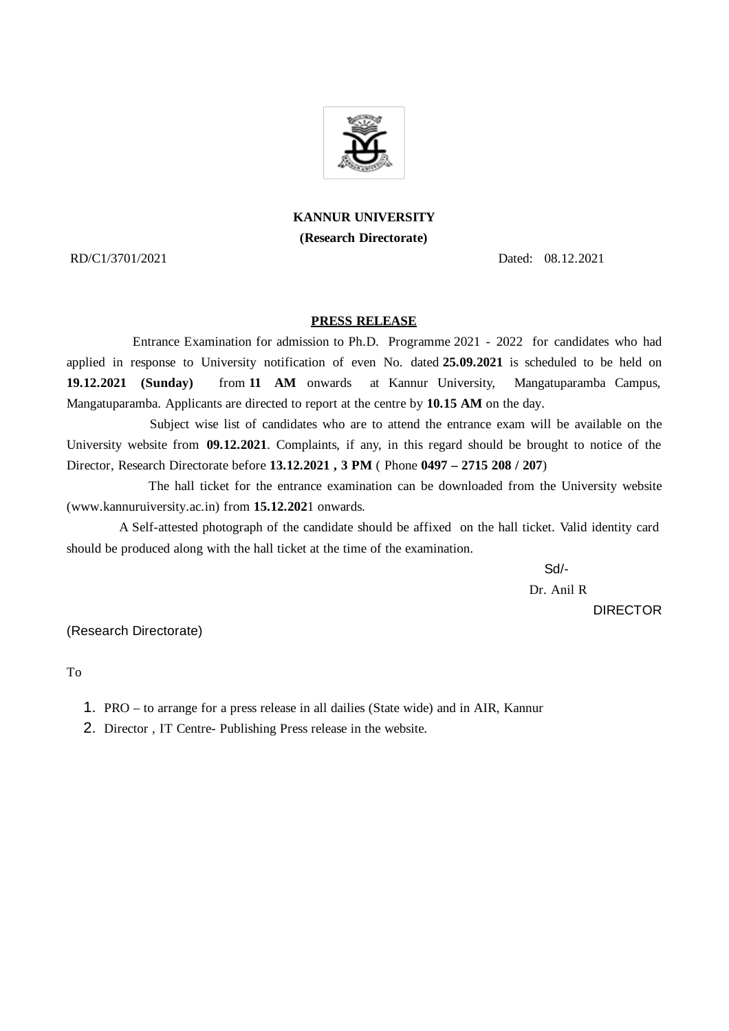**KANNUR UNIVERSITY**

**(Research Directorate)**

RD/C1/3701/2021 Dated: 08.12.2021

**PRESS RELEASE**

Entrance Examination for admission to Ph.D. Programme 2021 - 2022 for candidates who had applied in response to University notification of even No. dated **25.09.2021** is scheduled to be held on **19.12.2021 (Sunday)** from **11 AM** onwards at Kannur University, Mangatuparamba Campus, Mangatuparamba. Applicants are directed to report at the centre by **10.15 AM** on the day.

Subject wise list of candidates who are to attend the entrance exam will be available on the University website from **09.12.2021**. Complaints, if any, in this regard should be brought to notice of the Director, Research Directorate before **13.12.2021 , 3 PM** ( Phone **0497 – 2715 208 / 207**)

The hall ticket for the entrance examination can be downloaded from the University website (www.kannuruiversity.ac.in) from **15.12.202**1 onwards.

A Self-attested photograph of the candidate should be affixed on the hall ticket. Valid identity card should be produced along with the hall ticket at the time of the examination.

Sd/-

Dr. Anil R

DIRECTOR

(Research Directorate)

To

1. PRO – to arrange for a press release in all dailies (State wide) and in AIR, Kannur
2. Director , IT Centre- Publishing Press release in the website.